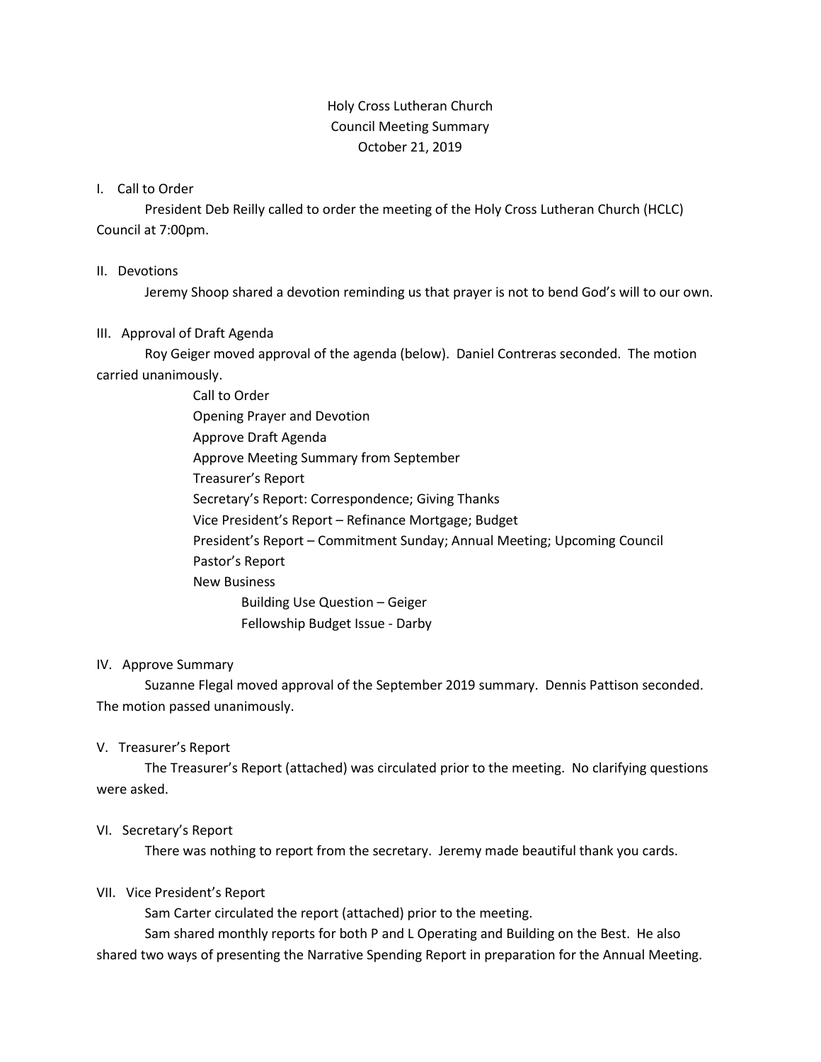Holy Cross Lutheran Church
Council Meeting Summary
October 21, 2019

## I. Call to Order

President Deb Reilly called to order the meeting of the Holy Cross Lutheran Church (HCLC) Council at 7:00pm.

## II. Devotions

Jeremy Shoop shared a devotion reminding us that prayer is not to bend God's will to our own.

## III. Approval of Draft Agenda

Roy Geiger moved approval of the agenda (below). Daniel Contreras seconded. The motion carried unanimously.

- Call to Order
- Opening Prayer and Devotion
- Approve Draft Agenda
- Approve Meeting Summary from September
- Treasurer's Report
- Secretary's Report: Correspondence; Giving Thanks
- Vice President's Report – Refinance Mortgage; Budget
- President's Report – Commitment Sunday; Annual Meeting; Upcoming Council
- Pastor's Report
- New Business
  - Building Use Question – Geiger
  - Fellowship Budget Issue - Darby

## IV. Approve Summary

Suzanne Flegal moved approval of the September 2019 summary. Dennis Pattison seconded. The motion passed unanimously.

## V. Treasurer's Report

The Treasurer's Report (attached) was circulated prior to the meeting. No clarifying questions were asked.

## VI. Secretary's Report

There was nothing to report from the secretary. Jeremy made beautiful thank you cards.

## VII. Vice President's Report

Sam Carter circulated the report (attached) prior to the meeting.

Sam shared monthly reports for both P and L Operating and Building on the Best. He also shared two ways of presenting the Narrative Spending Report in preparation for the Annual Meeting.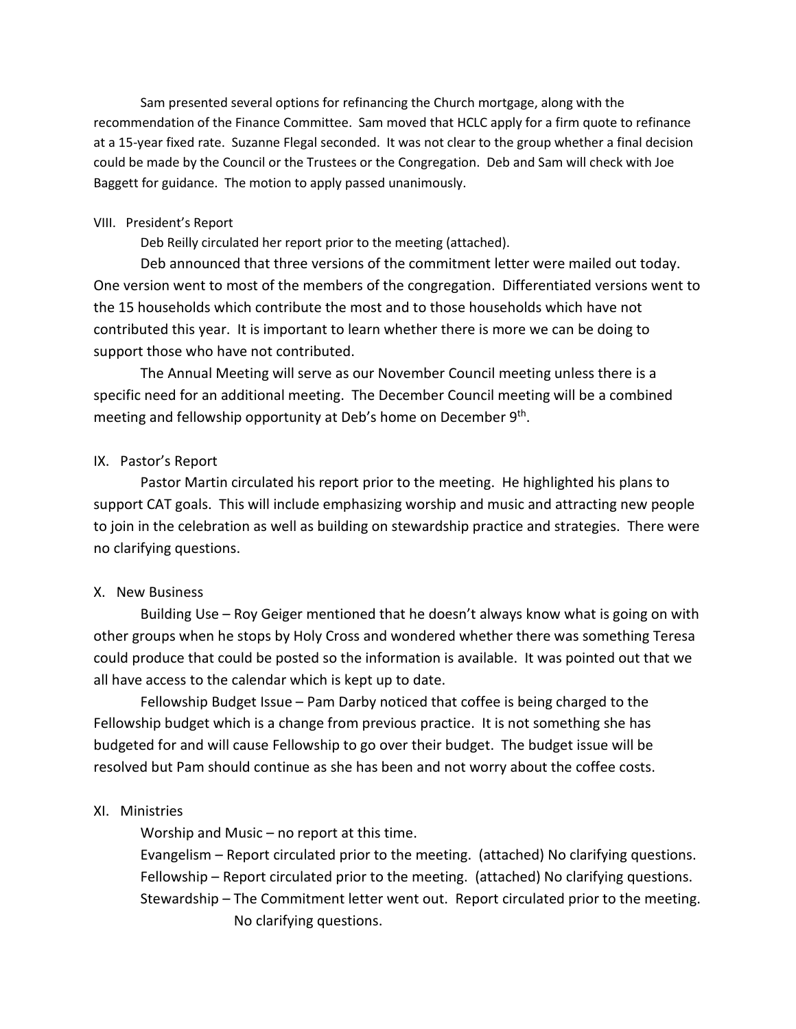Sam presented several options for refinancing the Church mortgage, along with the recommendation of the Finance Committee. Sam moved that HCLC apply for a firm quote to refinance at a 15-year fixed rate. Suzanne Flegal seconded. It was not clear to the group whether a final decision could be made by the Council or the Trustees or the Congregation. Deb and Sam will check with Joe Baggett for guidance. The motion to apply passed unanimously.

VIII. President's Report

Deb Reilly circulated her report prior to the meeting (attached).

Deb announced that three versions of the commitment letter were mailed out today. One version went to most of the members of the congregation. Differentiated versions went to the 15 households which contribute the most and to those households which have not contributed this year. It is important to learn whether there is more we can be doing to support those who have not contributed.

The Annual Meeting will serve as our November Council meeting unless there is a specific need for an additional meeting. The December Council meeting will be a combined meeting and fellowship opportunity at Deb's home on December 9th.

IX. Pastor's Report

Pastor Martin circulated his report prior to the meeting. He highlighted his plans to support CAT goals. This will include emphasizing worship and music and attracting new people to join in the celebration as well as building on stewardship practice and strategies. There were no clarifying questions.

X. New Business

Building Use – Roy Geiger mentioned that he doesn't always know what is going on with other groups when he stops by Holy Cross and wondered whether there was something Teresa could produce that could be posted so the information is available. It was pointed out that we all have access to the calendar which is kept up to date.

Fellowship Budget Issue – Pam Darby noticed that coffee is being charged to the Fellowship budget which is a change from previous practice. It is not something she has budgeted for and will cause Fellowship to go over their budget. The budget issue will be resolved but Pam should continue as she has been and not worry about the coffee costs.

XI. Ministries

Worship and Music – no report at this time.

Evangelism – Report circulated prior to the meeting. (attached) No clarifying questions.

Fellowship – Report circulated prior to the meeting. (attached) No clarifying questions.

Stewardship – The Commitment letter went out. Report circulated prior to the meeting. No clarifying questions.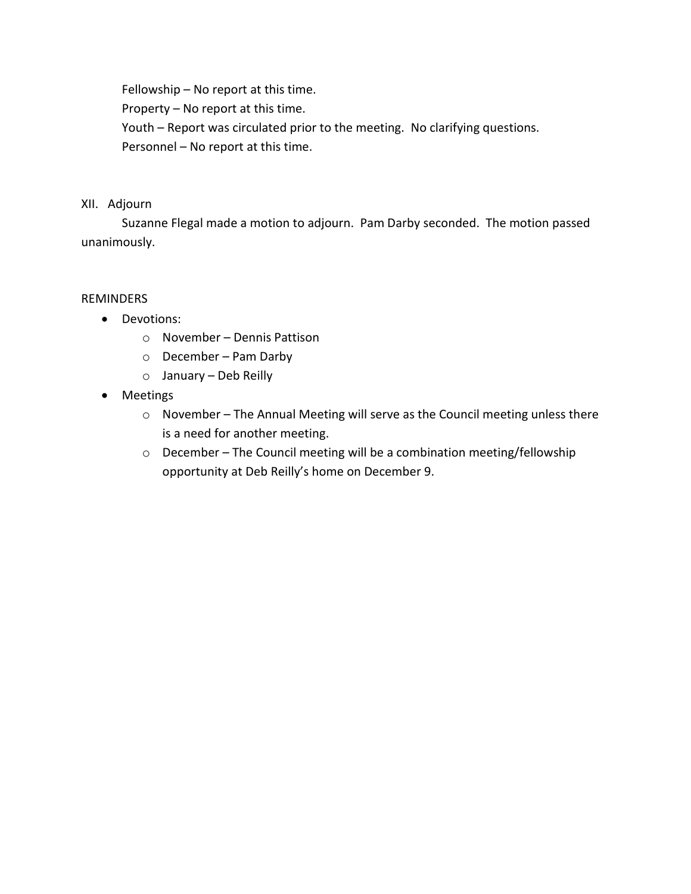Fellowship – No report at this time.
Property – No report at this time.
Youth – Report was circulated prior to the meeting. No clarifying questions.
Personnel – No report at this time.

XII. Adjourn

Suzanne Flegal made a motion to adjourn. Pam Darby seconded. The motion passed unanimously.

REMINDERS

- Devotions:
  - November – Dennis Pattison
  - December – Pam Darby
  - January – Deb Reilly
- Meetings
  - November – The Annual Meeting will serve as the Council meeting unless there is a need for another meeting.
  - December – The Council meeting will be a combination meeting/fellowship opportunity at Deb Reilly's home on December 9.